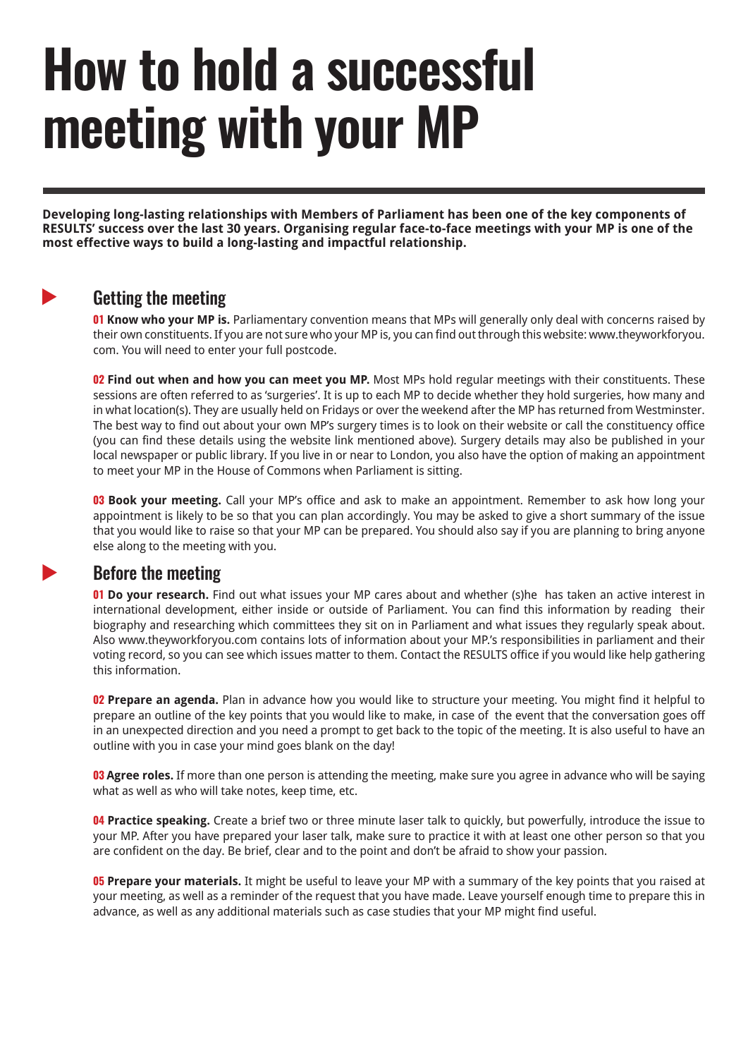# How to hold a successful meeting with your MP

**Developing long-lasting relationships with Members of Parliament has been one of the key components of RESULTS' success over the last 30 years. Organising regular face-to-face meetings with your MP is one of the most effective ways to build a long-lasting and impactful relationship.**

## Getting the meeting

**01 Know who your MP is.** Parliamentary convention means that MPs will generally only deal with concerns raised by their own constituents. If you are not sure who your MP is, you can find out through this website: www.theyworkforyou.com. You will need to enter your full postcode.

**02 Find out when and how you can meet you MP.** Most MPs hold regular meetings with their constituents. These sessions are often referred to as 'surgeries'. It is up to each MP to decide whether they hold surgeries, how many and in what location(s). They are usually held on Fridays or over the weekend after the MP has returned from Westminster. The best way to find out about your own MP's surgery times is to look on their website or call the constituency office (you can find these details using the website link mentioned above). Surgery details may also be published in your local newspaper or public library. If you live in or near to London, you also have the option of making an appointment to meet your MP in the House of Commons when Parliament is sitting.

**03 Book your meeting.** Call your MP's office and ask to make an appointment. Remember to ask how long your appointment is likely to be so that you can plan accordingly. You may be asked to give a short summary of the issue that you would like to raise so that your MP can be prepared. You should also say if you are planning to bring anyone else along to the meeting with you.

## Before the meeting

**01 Do your research.** Find out what issues your MP cares about and whether (s)he has taken an active interest in international development, either inside or outside of Parliament. You can find this information by reading their biography and researching which committees they sit on in Parliament and what issues they regularly speak about. Also www.theyworkforyou.com contains lots of information about your MP.'s responsibilities in parliament and their voting record, so you can see which issues matter to them. Contact the RESULTS office if you would like help gathering this information.

**02 Prepare an agenda.** Plan in advance how you would like to structure your meeting. You might find it helpful to prepare an outline of the key points that you would like to make, in case of the event that the conversation goes off in an unexpected direction and you need a prompt to get back to the topic of the meeting. It is also useful to have an outline with you in case your mind goes blank on the day!

**03 Agree roles.** If more than one person is attending the meeting, make sure you agree in advance who will be saying what as well as who will take notes, keep time, etc.

**04 Practice speaking.** Create a brief two or three minute laser talk to quickly, but powerfully, introduce the issue to your MP. After you have prepared your laser talk, make sure to practice it with at least one other person so that you are confident on the day. Be brief, clear and to the point and don't be afraid to show your passion.

**05 Prepare your materials.** It might be useful to leave your MP with a summary of the key points that you raised at your meeting, as well as a reminder of the request that you have made. Leave yourself enough time to prepare this in advance, as well as any additional materials such as case studies that your MP might find useful.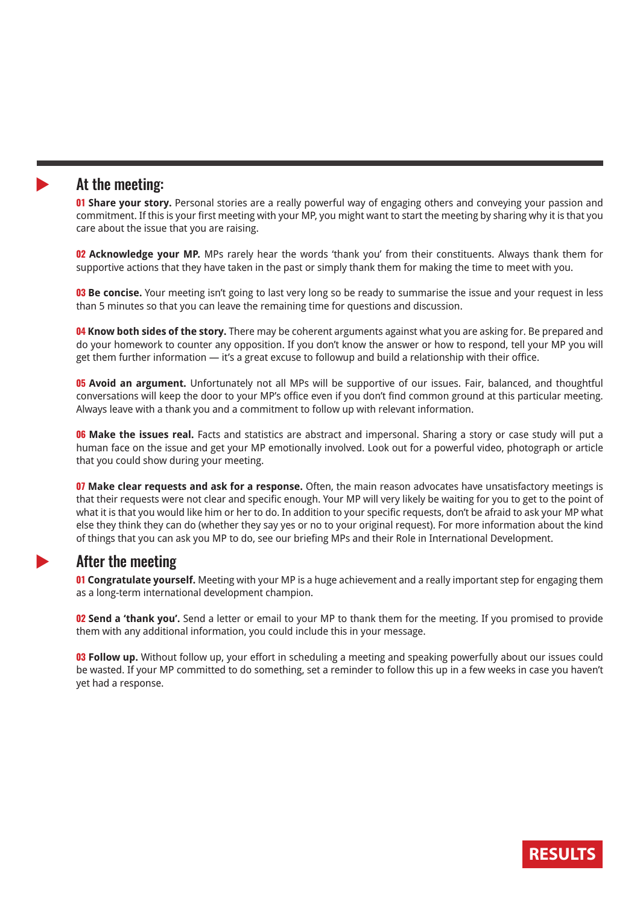## At the meeting:

**01 Share your story.** Personal stories are a really powerful way of engaging others and conveying your passion and commitment. If this is your first meeting with your MP, you might want to start the meeting by sharing why it is that you care about the issue that you are raising.

**02 Acknowledge your MP.** MPs rarely hear the words 'thank you' from their constituents. Always thank them for supportive actions that they have taken in the past or simply thank them for making the time to meet with you.

**03 Be concise.** Your meeting isn't going to last very long so be ready to summarise the issue and your request in less than 5 minutes so that you can leave the remaining time for questions and discussion.

**04 Know both sides of the story.** There may be coherent arguments against what you are asking for. Be prepared and do your homework to counter any opposition. If you don't know the answer or how to respond, tell your MP you will get them further information — it's a great excuse to followup and build a relationship with their office.

**05 Avoid an argument.** Unfortunately not all MPs will be supportive of our issues. Fair, balanced, and thoughtful conversations will keep the door to your MP's office even if you don't find common ground at this particular meeting. Always leave with a thank you and a commitment to follow up with relevant information.

**06 Make the issues real.** Facts and statistics are abstract and impersonal. Sharing a story or case study will put a human face on the issue and get your MP emotionally involved. Look out for a powerful video, photograph or article that you could show during your meeting.

**07 Make clear requests and ask for a response.** Often, the main reason advocates have unsatisfactory meetings is that their requests were not clear and specific enough. Your MP will very likely be waiting for you to get to the point of what it is that you would like him or her to do. In addition to your specific requests, don't be afraid to ask your MP what else they think they can do (whether they say yes or no to your original request). For more information about the kind of things that you can ask you MP to do, see our briefing MPs and their Role in International Development.

## After the meeting

**01 Congratulate yourself.** Meeting with your MP is a huge achievement and a really important step for engaging them as a long-term international development champion.

**02 Send a 'thank you'.** Send a letter or email to your MP to thank them for the meeting. If you promised to provide them with any additional information, you could include this in your message.

**03 Follow up.** Without follow up, your effort in scheduling a meeting and speaking powerfully about our issues could be wasted. If your MP committed to do something, set a reminder to follow this up in a few weeks in case you haven't yet had a response.

RESULTS